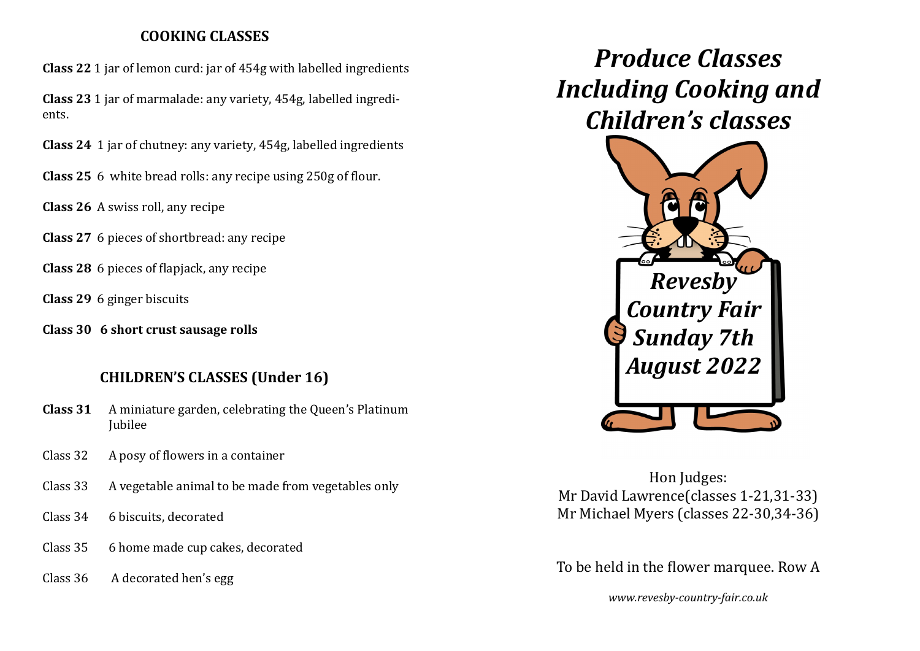## COOKING CLASSES

**Class 22** 1 jar of lemon curd: jar of 454g with labelled ingredients

**Class 23** 1 jar of marmalade: any variety, 454g, labelled ingredi-ents.

**Class 24** 1 jar of chutney: any variety, 454g, labelled ingredients

**Class 25** 6 white bread rolls: any recipe using 250g of flour.

**Class 26** A swiss roll, any recipe

**Class 27** 6 pieces of shortbread: any recipe

**Class 28** 6 pieces of flapjack, any recipe

**Class 29** 6 ginger biscuits

**Class 30 6 short crust sausage rolls**

## CHILDREN'S CLASSES (Under 16)

**Class 31** A miniature garden, celebrating the Queen's Platinum Jubilee

Class 32 A posy of flowers in a container

Class 33 A vegetable animal to be made from vegetables only

Class 34 6 biscuits, decorated

Class 35 6 home made cup cakes, decorated

Class 36 A decorated hen's egg

# *Produce Classes Including Cooking and Children's classes*

*Revesby Country Fair Sunday 7th August 2022*

Hon Judges:
Mr David Lawrence(classes 1-21,31-33)
Mr Michael Myers (classes 22-30,34-36)

To be held in the flower marquee. Row A

*www.revesby-country-fair.co.uk*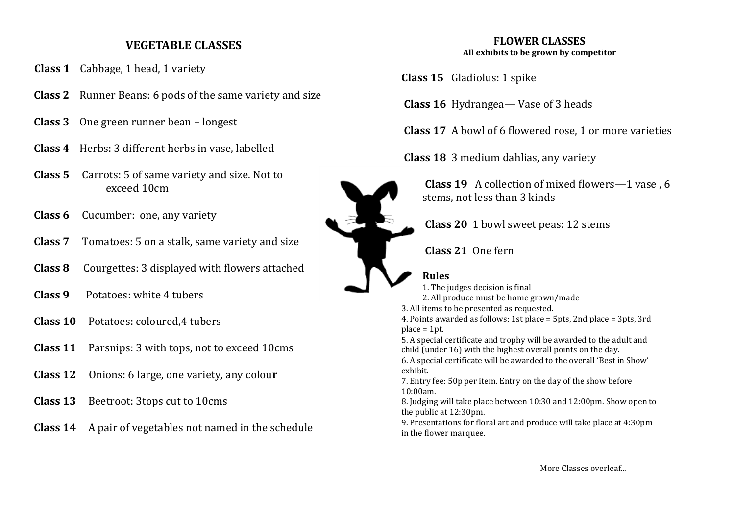## VEGETABLE CLASSES

**Class 1** Cabbage, 1 head, 1 variety

**Class 2** Runner Beans: 6 pods of the same variety and size

**Class 3** One green runner bean – longest

**Class 4** Herbs: 3 different herbs in vase, labelled

**Class 5** Carrots: 5 of same variety and size. Not to exceed 10cm

**Class 6** Cucumber: one, any variety

**Class 7** Tomatoes: 5 on a stalk, same variety and size

**Class 8** Courgettes: 3 displayed with flowers attached

**Class 9** Potatoes: white 4 tubers

**Class 10** Potatoes: coloured,4 tubers

**Class 11** Parsnips: 3 with tops, not to exceed 10cms

**Class 12** Onions: 6 large, one variety, any colou**r**

**Class 13** Beetroot: 3tops cut to 10cms

**Class 14** A pair of vegetables not named in the schedule

## FLOWER CLASSES

**All exhibits to be grown by competitor**

**Class 15** Gladiolus: 1 spike

**Class 16** Hydrangea— Vase of 3 heads

**Class 17** A bowl of 6 flowered rose, 1 or more varieties

**Class 18** 3 medium dahlias, any variety

**Class 19** A collection of mixed flowers—1 vase , 6 stems, not less than 3 kinds

**Class 20** 1 bowl sweet peas: 12 stems

**Class 21** One fern

### Rules

1. The judges decision is final
2. All produce must be home grown/made
3. All items to be presented as requested.
4. Points awarded as follows; 1st place = 5pts, 2nd place = 3pts, 3rd place = 1pt.
5. A special certificate and trophy will be awarded to the adult and child (under 16) with the highest overall points on the day.
6. A special certificate will be awarded to the overall 'Best in Show' exhibit.
7. Entry fee: 50p per item. Entry on the day of the show before 10:00am.
8. Judging will take place between 10:30 and 12:00pm. Show open to the public at 12:30pm.
9. Presentations for floral art and produce will take place at 4:30pm in the flower marquee.

More Classes overleaf...